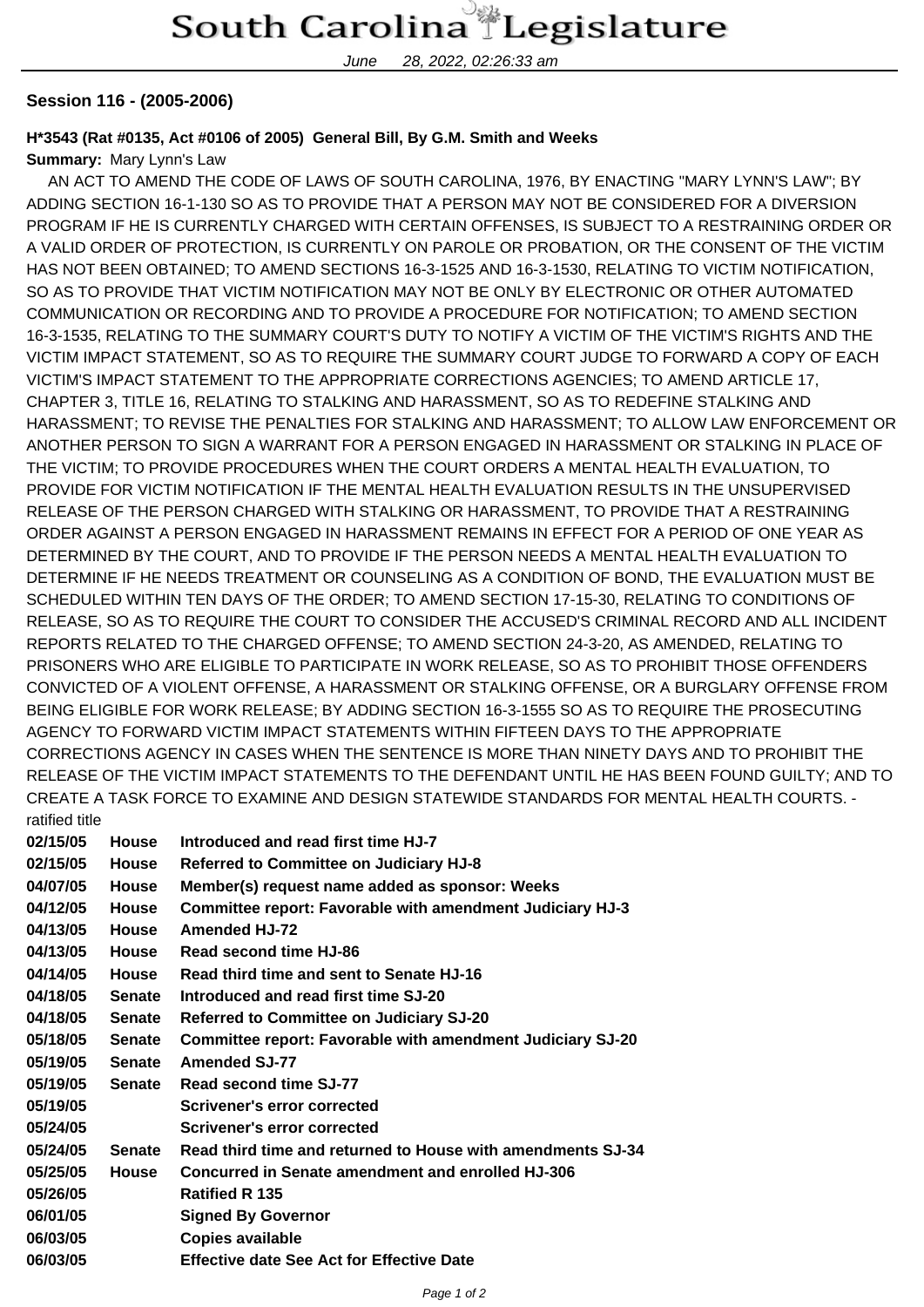**Session 116 - (2005-2006)**

**H*3543 (Rat #0135, Act #0106 of 2005) General Bill, By G.M. Smith and Weeks**

**Summary:** Mary Lynn's Law

AN ACT TO AMEND THE CODE OF LAWS OF SOUTH CAROLINA, 1976, BY ENACTING "MARY LYNN'S LAW"; BY ADDING SECTION 16-1-130 SO AS TO PROVIDE THAT A PERSON MAY NOT BE CONSIDERED FOR A DIVERSION PROGRAM IF HE IS CURRENTLY CHARGED WITH CERTAIN OFFENSES, IS SUBJECT TO A RESTRAINING ORDER OR A VALID ORDER OF PROTECTION, IS CURRENTLY ON PAROLE OR PROBATION, OR THE CONSENT OF THE VICTIM HAS NOT BEEN OBTAINED; TO AMEND SECTIONS 16-3-1525 AND 16-3-1530, RELATING TO VICTIM NOTIFICATION, SO AS TO PROVIDE THAT VICTIM NOTIFICATION MAY NOT BE ONLY BY ELECTRONIC OR OTHER AUTOMATED COMMUNICATION OR RECORDING AND TO PROVIDE A PROCEDURE FOR NOTIFICATION; TO AMEND SECTION 16-3-1535, RELATING TO THE SUMMARY COURT'S DUTY TO NOTIFY A VICTIM OF THE VICTIM'S RIGHTS AND THE VICTIM IMPACT STATEMENT, SO AS TO REQUIRE THE SUMMARY COURT JUDGE TO FORWARD A COPY OF EACH VICTIM'S IMPACT STATEMENT TO THE APPROPRIATE CORRECTIONS AGENCIES; TO AMEND ARTICLE 17, CHAPTER 3, TITLE 16, RELATING TO STALKING AND HARASSMENT, SO AS TO REDEFINE STALKING AND HARASSMENT; TO REVISE THE PENALTIES FOR STALKING AND HARASSMENT; TO ALLOW LAW ENFORCEMENT OR ANOTHER PERSON TO SIGN A WARRANT FOR A PERSON ENGAGED IN HARASSMENT OR STALKING IN PLACE OF THE VICTIM; TO PROVIDE PROCEDURES WHEN THE COURT ORDERS A MENTAL HEALTH EVALUATION, TO PROVIDE FOR VICTIM NOTIFICATION IF THE MENTAL HEALTH EVALUATION RESULTS IN THE UNSUPERVISED RELEASE OF THE PERSON CHARGED WITH STALKING OR HARASSMENT, TO PROVIDE THAT A RESTRAINING ORDER AGAINST A PERSON ENGAGED IN HARASSMENT REMAINS IN EFFECT FOR A PERIOD OF ONE YEAR AS DETERMINED BY THE COURT, AND TO PROVIDE IF THE PERSON NEEDS A MENTAL HEALTH EVALUATION TO DETERMINE IF HE NEEDS TREATMENT OR COUNSELING AS A CONDITION OF BOND, THE EVALUATION MUST BE SCHEDULED WITHIN TEN DAYS OF THE ORDER; TO AMEND SECTION 17-15-30, RELATING TO CONDITIONS OF RELEASE, SO AS TO REQUIRE THE COURT TO CONSIDER THE ACCUSED'S CRIMINAL RECORD AND ALL INCIDENT REPORTS RELATED TO THE CHARGED OFFENSE; TO AMEND SECTION 24-3-20, AS AMENDED, RELATING TO PRISONERS WHO ARE ELIGIBLE TO PARTICIPATE IN WORK RELEASE, SO AS TO PROHIBIT THOSE OFFENDERS CONVICTED OF A VIOLENT OFFENSE, A HARASSMENT OR STALKING OFFENSE, OR A BURGLARY OFFENSE FROM BEING ELIGIBLE FOR WORK RELEASE; BY ADDING SECTION 16-3-1555 SO AS TO REQUIRE THE PROSECUTING AGENCY TO FORWARD VICTIM IMPACT STATEMENTS WITHIN FIFTEEN DAYS TO THE APPROPRIATE CORRECTIONS AGENCY IN CASES WHEN THE SENTENCE IS MORE THAN NINETY DAYS AND TO PROHIBIT THE RELEASE OF THE VICTIM IMPACT STATEMENTS TO THE DEFENDANT UNTIL HE HAS BEEN FOUND GUILTY; AND TO CREATE A TASK FORCE TO EXAMINE AND DESIGN STATEWIDE STANDARDS FOR MENTAL HEALTH COURTS. - ratified title

| | | |
|---|---|---|
| **02/15/05** | **House** | **Introduced and read first time HJ-7** |
| **02/15/05** | **House** | **Referred to Committee on Judiciary HJ-8** |
| **04/07/05** | **House** | **Member(s) request name added as sponsor: Weeks** |
| **04/12/05** | **House** | **Committee report: Favorable with amendment Judiciary HJ-3** |
| **04/13/05** | **House** | **Amended HJ-72** |
| **04/13/05** | **House** | **Read second time HJ-86** |
| **04/14/05** | **House** | **Read third time and sent to Senate HJ-16** |
| **04/18/05** | **Senate** | **Introduced and read first time SJ-20** |
| **04/18/05** | **Senate** | **Referred to Committee on Judiciary SJ-20** |
| **05/18/05** | **Senate** | **Committee report: Favorable with amendment Judiciary SJ-20** |
| **05/19/05** | **Senate** | **Amended SJ-77** |
| **05/19/05** | **Senate** | **Read second time SJ-77** |
| **05/19/05** | | **Scrivener's error corrected** |
| **05/24/05** | | **Scrivener's error corrected** |
| **05/24/05** | **Senate** | **Read third time and returned to House with amendments SJ-34** |
| **05/25/05** | **House** | **Concurred in Senate amendment and enrolled HJ-306** |
| **05/26/05** | | **Ratified R 135** |
| **06/01/05** | | **Signed By Governor** |
| **06/03/05** | | **Copies available** |
| **06/03/05** | | **Effective date See Act for Effective Date** |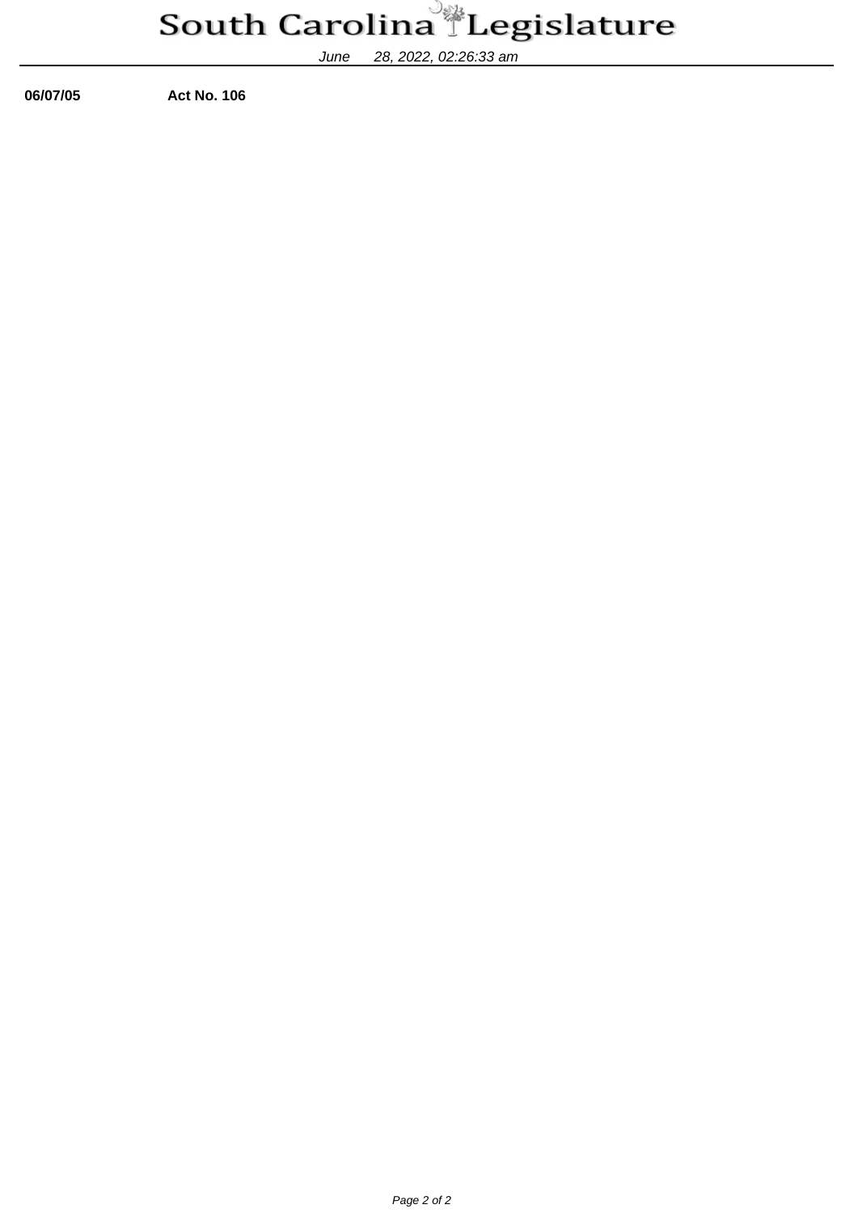**06/07/05** **Act No. 106**